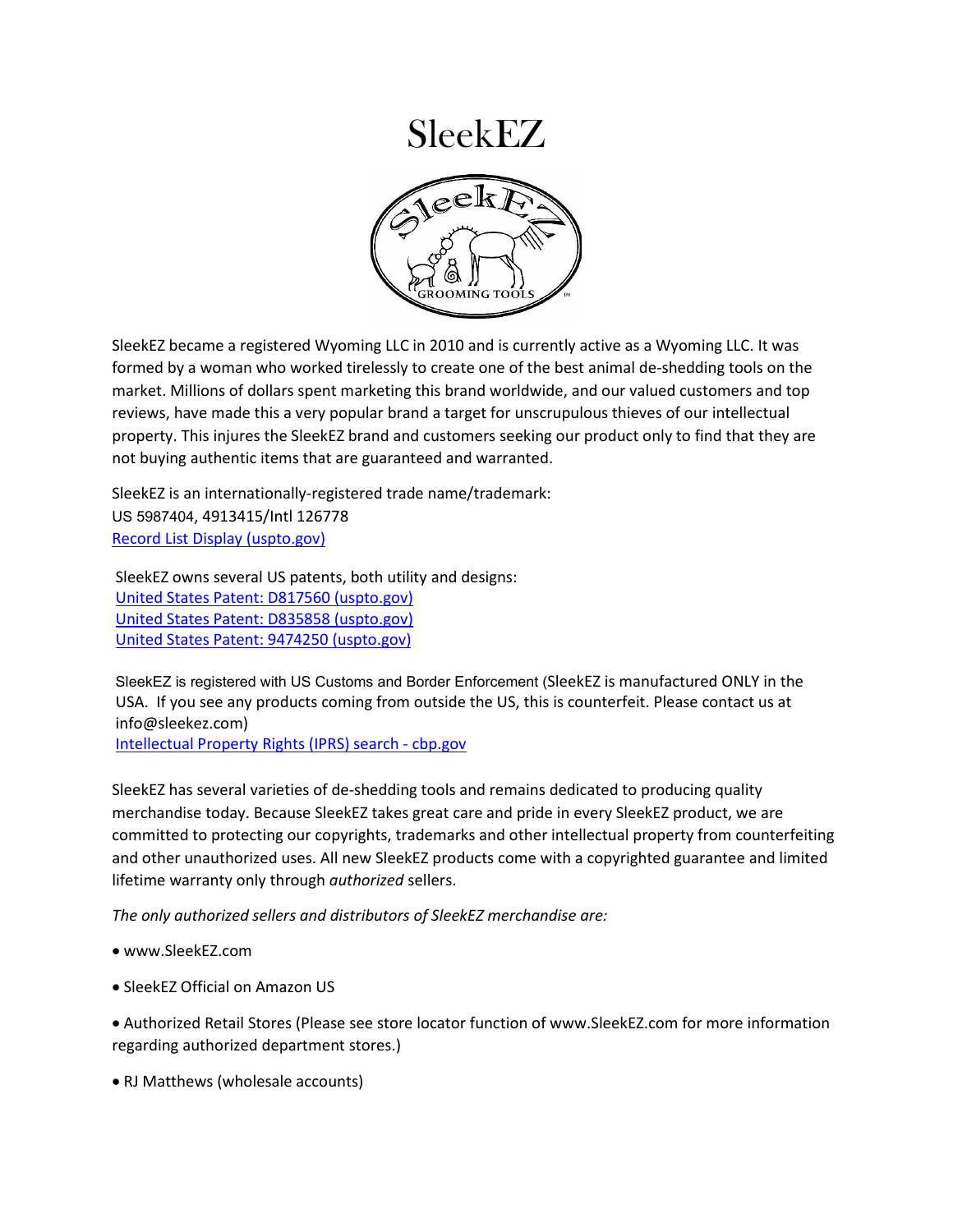# SleekEZ

SleekEZ became a registered Wyoming LLC in 2010 and is currently active as a Wyoming LLC. It was formed by a woman who worked tirelessly to create one of the best animal de-shedding tools on the market. Millions of dollars spent marketing this brand worldwide, and our valued customers and top reviews, have made this a very popular brand a target for unscrupulous thieves of our intellectual property. This injures the SleekEZ brand and customers seeking our product only to find that they are not buying authentic items that are guaranteed and warranted.

SleekEZ is an internationally-registered trade name/trademark:
US 5987404, 4913415/Intl 126778
[Record List Display (uspto.gov)]()

SleekEZ owns several US patents, both utility and designs:
[United States Patent: D817560 (uspto.gov)]()
[United States Patent: D835858 (uspto.gov)]()
[United States Patent: 9474250 (uspto.gov)]()

SleekEZ is registered with US Customs and Border Enforcement (SleekEZ is manufactured ONLY in the USA. If you see any products coming from outside the US, this is counterfeit. Please contact us at info@sleekez.com)
[Intellectual Property Rights (IPRS) search - cbp.gov]()

SleekEZ has several varieties of de-shedding tools and remains dedicated to producing quality merchandise today. Because SleekEZ takes great care and pride in every SleekEZ product, we are committed to protecting our copyrights, trademarks and other intellectual property from counterfeiting and other unauthorized uses. All new SleekEZ products come with a copyrighted guarantee and limited lifetime warranty only through *authorized* sellers.

*The only authorized sellers and distributors of SleekEZ merchandise are:*

- www.SleekEZ.com
- SleekEZ Official on Amazon US
- Authorized Retail Stores (Please see store locator function of www.SleekEZ.com for more information regarding authorized department stores.)
- RJ Matthews (wholesale accounts)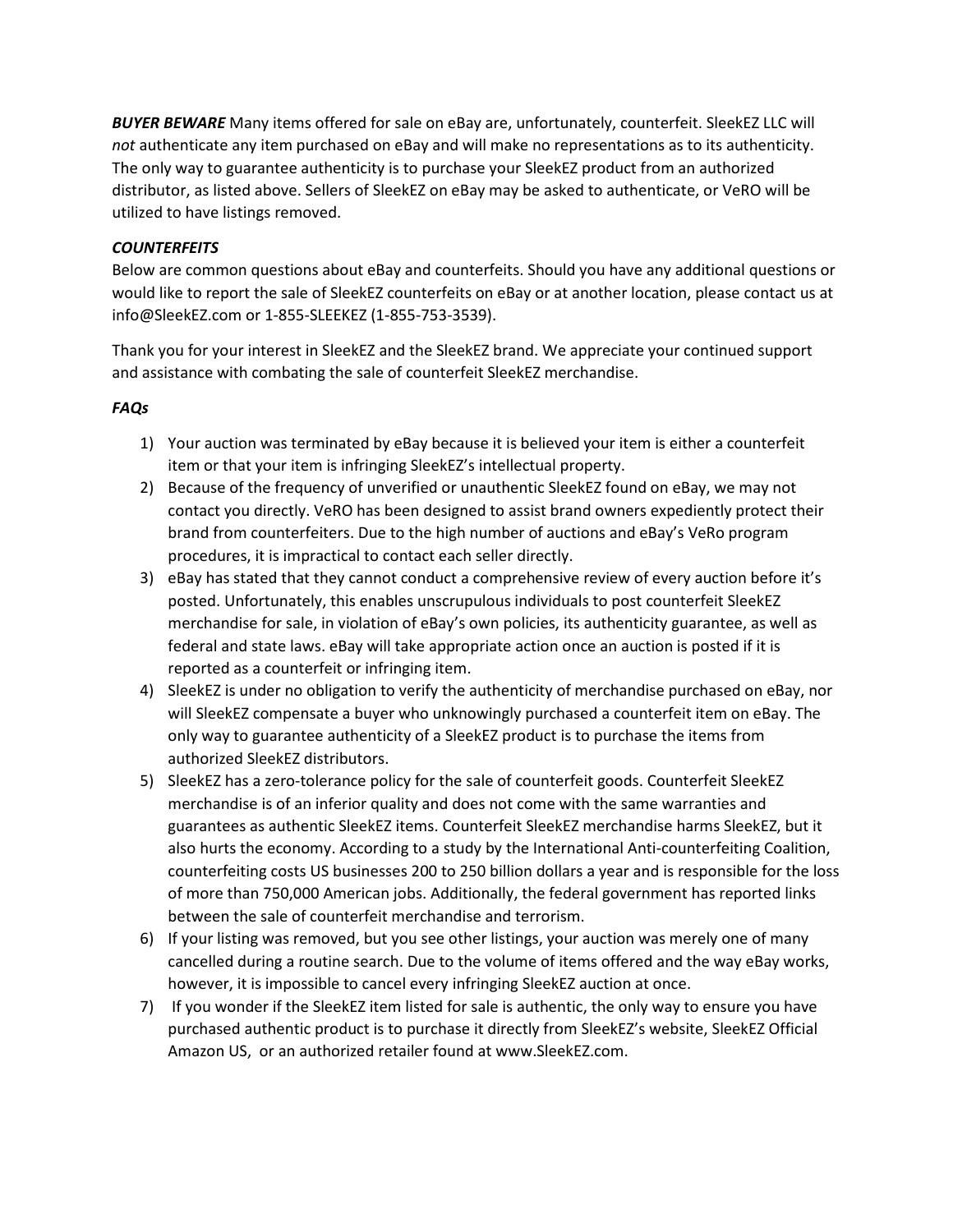***BUYER BEWARE*** Many items offered for sale on eBay are, unfortunately, counterfeit. SleekEZ LLC will *not* authenticate any item purchased on eBay and will make no representations as to its authenticity. The only way to guarantee authenticity is to purchase your SleekEZ product from an authorized distributor, as listed above. Sellers of SleekEZ on eBay may be asked to authenticate, or VeRO will be utilized to have listings removed.

***COUNTERFEITS***

Below are common questions about eBay and counterfeits. Should you have any additional questions or would like to report the sale of SleekEZ counterfeits on eBay or at another location, please contact us at info@SleekEZ.com or 1-855-SLEEKEZ (1-855-753-3539).

Thank you for your interest in SleekEZ and the SleekEZ brand. We appreciate your continued support and assistance with combating the sale of counterfeit SleekEZ merchandise.

***FAQs***

1) Your auction was terminated by eBay because it is believed your item is either a counterfeit item or that your item is infringing SleekEZ's intellectual property.
2) Because of the frequency of unverified or unauthentic SleekEZ found on eBay, we may not contact you directly. VeRO has been designed to assist brand owners expediently protect their brand from counterfeiters. Due to the high number of auctions and eBay's VeRo program procedures, it is impractical to contact each seller directly.
3) eBay has stated that they cannot conduct a comprehensive review of every auction before it's posted. Unfortunately, this enables unscrupulous individuals to post counterfeit SleekEZ merchandise for sale, in violation of eBay's own policies, its authenticity guarantee, as well as federal and state laws. eBay will take appropriate action once an auction is posted if it is reported as a counterfeit or infringing item.
4) SleekEZ is under no obligation to verify the authenticity of merchandise purchased on eBay, nor will SleekEZ compensate a buyer who unknowingly purchased a counterfeit item on eBay. The only way to guarantee authenticity of a SleekEZ product is to purchase the items from authorized SleekEZ distributors.
5) SleekEZ has a zero-tolerance policy for the sale of counterfeit goods. Counterfeit SleekEZ merchandise is of an inferior quality and does not come with the same warranties and guarantees as authentic SleekEZ items. Counterfeit SleekEZ merchandise harms SleekEZ, but it also hurts the economy. According to a study by the International Anti-counterfeiting Coalition, counterfeiting costs US businesses 200 to 250 billion dollars a year and is responsible for the loss of more than 750,000 American jobs. Additionally, the federal government has reported links between the sale of counterfeit merchandise and terrorism.
6) If your listing was removed, but you see other listings, your auction was merely one of many cancelled during a routine search. Due to the volume of items offered and the way eBay works, however, it is impossible to cancel every infringing SleekEZ auction at once.
7) If you wonder if the SleekEZ item listed for sale is authentic, the only way to ensure you have purchased authentic product is to purchase it directly from SleekEZ's website, SleekEZ Official Amazon US, or an authorized retailer found at www.SleekEZ.com.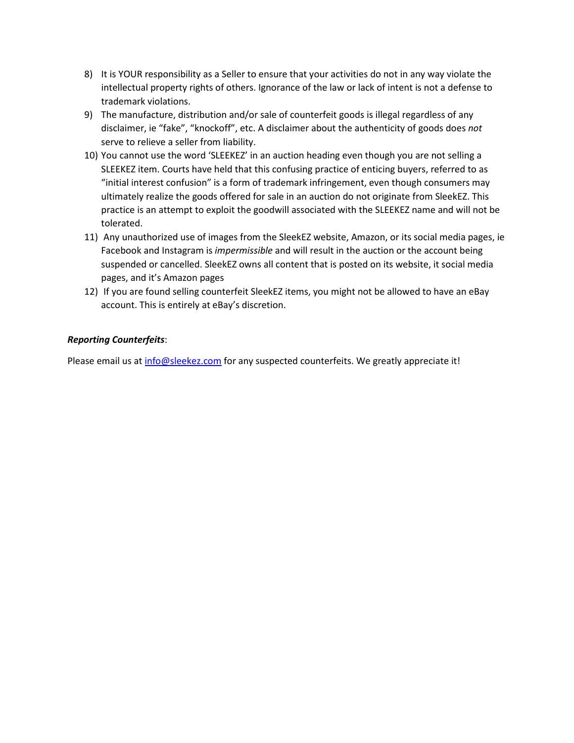8) It is YOUR responsibility as a Seller to ensure that your activities do not in any way violate the intellectual property rights of others. Ignorance of the law or lack of intent is not a defense to trademark violations.
9) The manufacture, distribution and/or sale of counterfeit goods is illegal regardless of any disclaimer, ie “fake”, “knockoff”, etc. A disclaimer about the authenticity of goods does *not* serve to relieve a seller from liability.
10) You cannot use the word ‘SLEEKEZ’ in an auction heading even though you are not selling a SLEEKEZ item. Courts have held that this confusing practice of enticing buyers, referred to as “initial interest confusion” is a form of trademark infringement, even though consumers may ultimately realize the goods offered for sale in an auction do not originate from SleekEZ. This practice is an attempt to exploit the goodwill associated with the SLEEKEZ name and will not be tolerated.
11) Any unauthorized use of images from the SleekEZ website, Amazon, or its social media pages, ie Facebook and Instagram is *impermissible* and will result in the auction or the account being suspended or cancelled. SleekEZ owns all content that is posted on its website, it social media pages, and it’s Amazon pages
12) If you are found selling counterfeit SleekEZ items, you might not be allowed to have an eBay account. This is entirely at eBay’s discretion.

***Reporting Counterfeits***:

Please email us at [info@sleekez.com](mailto:info@sleekez.com) for any suspected counterfeits. We greatly appreciate it!